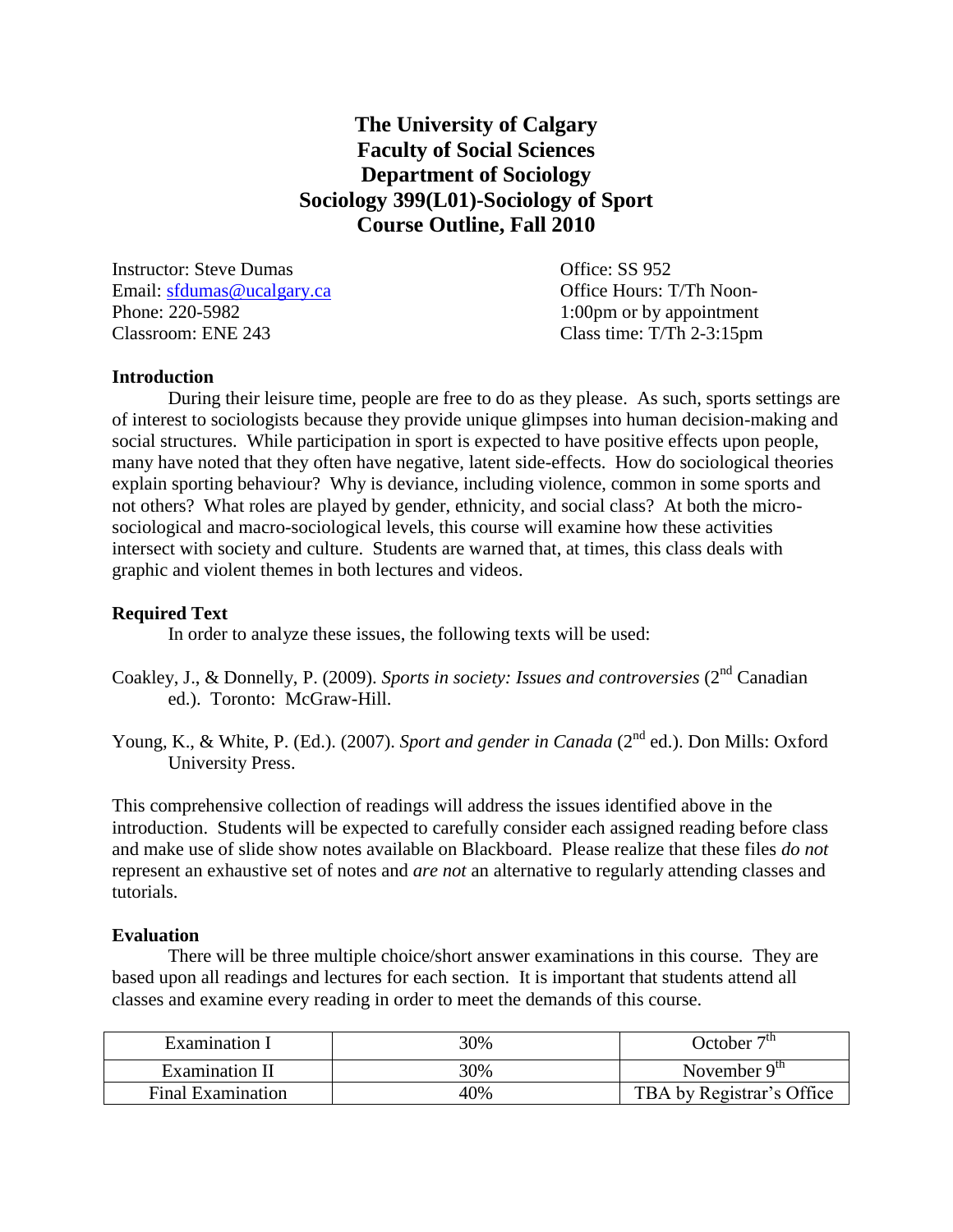# The University of Calgary
# Faculty of Social Sciences
# Department of Sociology
# Sociology 399(L01)-Sociology of Sport
# Course Outline, Fall 2010

Instructor: Steve Dumas
Email: sfdumas@ucalgary.ca
Phone: 220-5982
Classroom: ENE 243

Office: SS 952
Office Hours: T/Th Noon-1:00pm or by appointment
Class time: T/Th 2-3:15pm

## Introduction

During their leisure time, people are free to do as they please. As such, sports settings are of interest to sociologists because they provide unique glimpses into human decision-making and social structures. While participation in sport is expected to have positive effects upon people, many have noted that they often have negative, latent side-effects. How do sociological theories explain sporting behaviour? Why is deviance, including violence, common in some sports and not others? What roles are played by gender, ethnicity, and social class? At both the micro-sociological and macro-sociological levels, this course will examine how these activities intersect with society and culture. Students are warned that, at times, this class deals with graphic and violent themes in both lectures and videos.

## Required Text

In order to analyze these issues, the following texts will be used:

Coakley, J., & Donnelly, P. (2009). *Sports in society: Issues and controversies* (2nd Canadian ed.). Toronto: McGraw-Hill.

Young, K., & White, P. (Ed.). (2007). *Sport and gender in Canada* (2nd ed.). Don Mills: Oxford University Press.

This comprehensive collection of readings will address the issues identified above in the introduction. Students will be expected to carefully consider each assigned reading before class and make use of slide show notes available on Blackboard. Please realize that these files *do not* represent an exhaustive set of notes and *are not* an alternative to regularly attending classes and tutorials.

## Evaluation

There will be three multiple choice/short answer examinations in this course. They are based upon all readings and lectures for each section. It is important that students attend all classes and examine every reading in order to meet the demands of this course.

| Examination I | 30% | October 7th |
|---|---|---|
| Examination II | 30% | November 9th |
| Final Examination | 40% | TBA by Registrar's Office |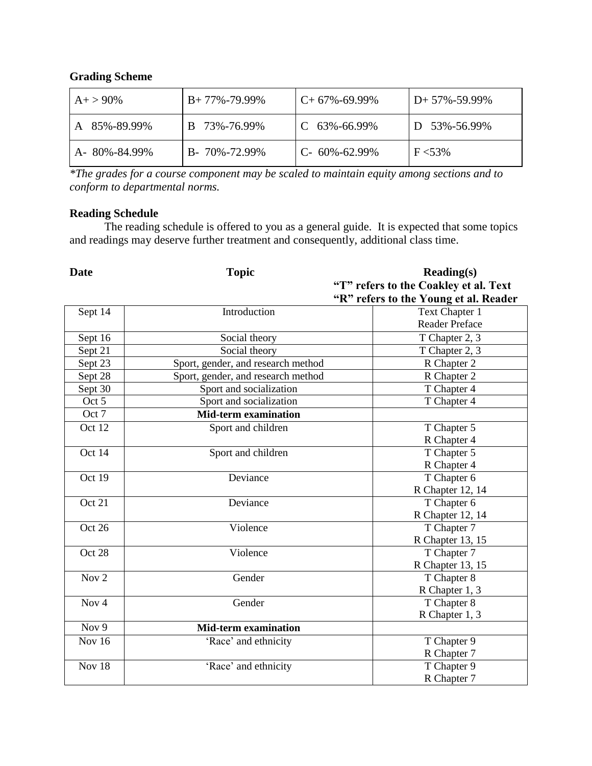**Grading Scheme**

| A+ > 90% | B+ 77%-79.99% | C+ 67%-69.99% | D+ 57%-59.99% |
|---|---|---|---|
| A 85%-89.99% | B 73%-76.99% | C 63%-66.99% | D 53%-56.99% |
| A- 80%-84.99% | B- 70%-72.99% | C- 60%-62.99% | F <53% |

**The grades for a course component may be scaled to maintain equity among sections and to conform to departmental norms.*

**Reading Schedule**

The reading schedule is offered to you as a general guide. It is expected that some topics and readings may deserve further treatment and consequently, additional class time.

| Date | Topic | Reading(s)<br>"T" refers to the Coakley et al. Text<br>"R" refers to the Young et al. Reader |
|---|---|---|
| Sept 14 | Introduction | Text Chapter 1<br>Reader Preface |
| Sept 16 | Social theory | T Chapter 2, 3 |
| Sept 21 | Social theory | T Chapter 2, 3 |
| Sept 23 | Sport, gender, and research method | R Chapter 2 |
| Sept 28 | Sport, gender, and research method | R Chapter 2 |
| Sept 30 | Sport and socialization | T Chapter 4 |
| Oct 5 | Sport and socialization | T Chapter 4 |
| Oct 7 | **Mid-term examination** | |
| Oct 12 | Sport and children | T Chapter 5<br>R Chapter 4 |
| Oct 14 | Sport and children | T Chapter 5<br>R Chapter 4 |
| Oct 19 | Deviance | T Chapter 6<br>R Chapter 12, 14 |
| Oct 21 | Deviance | T Chapter 6<br>R Chapter 12, 14 |
| Oct 26 | Violence | T Chapter 7<br>R Chapter 13, 15 |
| Oct 28 | Violence | T Chapter 7<br>R Chapter 13, 15 |
| Nov 2 | Gender | T Chapter 8<br>R Chapter 1, 3 |
| Nov 4 | Gender | T Chapter 8<br>R Chapter 1, 3 |
| Nov 9 | **Mid-term examination** | |
| Nov 16 | 'Race' and ethnicity | T Chapter 9<br>R Chapter 7 |
| Nov 18 | 'Race' and ethnicity | T Chapter 9<br>R Chapter 7 |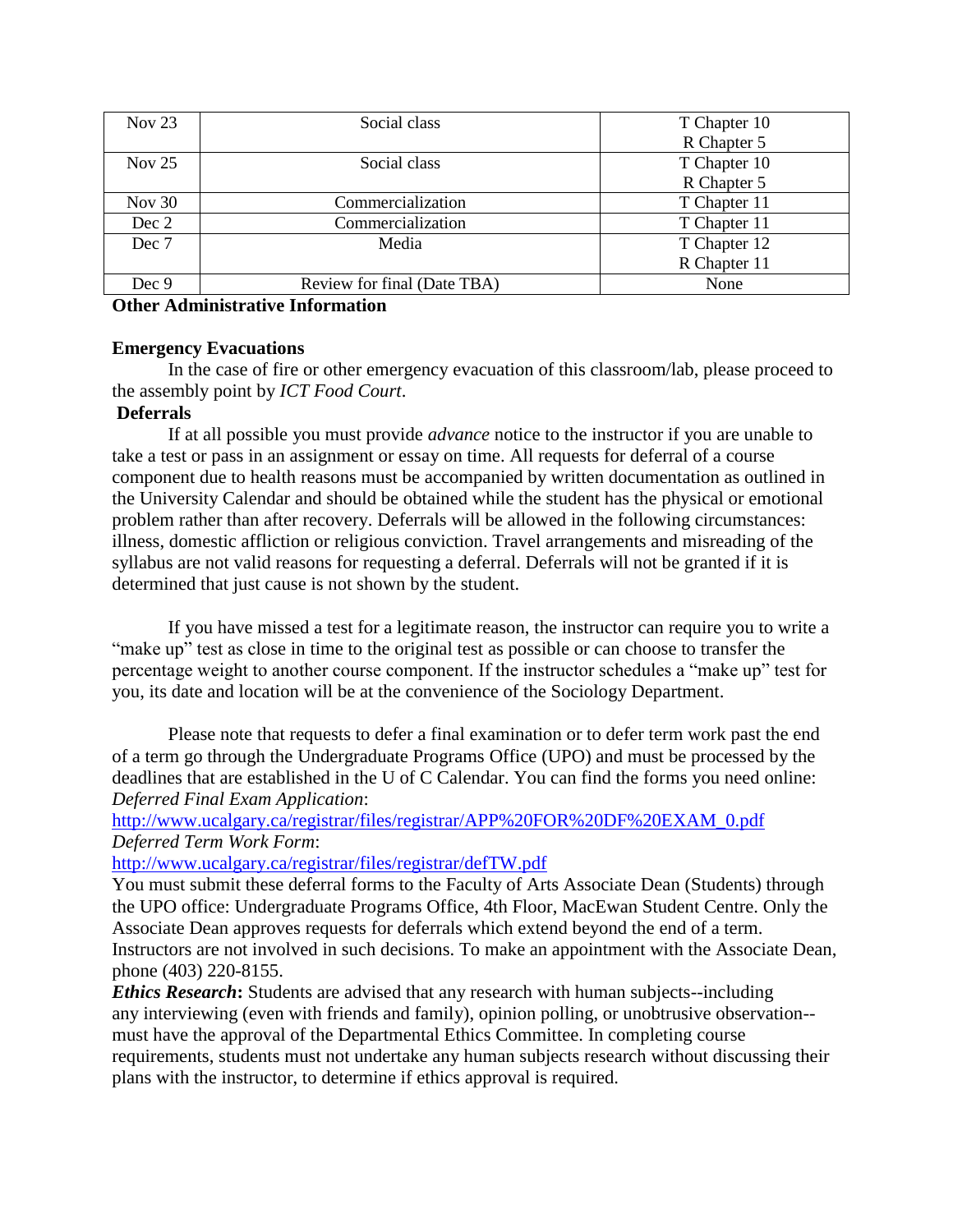| Nov 23 | Social class | T Chapter 10<br>R Chapter 5 |
|---|---|---|
| Nov 25 | Social class | T Chapter 10<br>R Chapter 5 |
| Nov 30 | Commercialization | T Chapter 11 |
| Dec 2 | Commercialization | T Chapter 11 |
| Dec 7 | Media | T Chapter 12<br>R Chapter 11 |
| Dec 9 | Review for final (Date TBA) | None |

**Other Administrative Information**

**Emergency Evacuations**

In the case of fire or other emergency evacuation of this classroom/lab, please proceed to the assembly point by *ICT Food Court*.

**Deferrals**

If at all possible you must provide *advance* notice to the instructor if you are unable to take a test or pass in an assignment or essay on time. All requests for deferral of a course component due to health reasons must be accompanied by written documentation as outlined in the University Calendar and should be obtained while the student has the physical or emotional problem rather than after recovery. Deferrals will be allowed in the following circumstances: illness, domestic affliction or religious conviction. Travel arrangements and misreading of the syllabus are not valid reasons for requesting a deferral. Deferrals will not be granted if it is determined that just cause is not shown by the student.

If you have missed a test for a legitimate reason, the instructor can require you to write a "make up" test as close in time to the original test as possible or can choose to transfer the percentage weight to another course component. If the instructor schedules a "make up" test for you, its date and location will be at the convenience of the Sociology Department.

Please note that requests to defer a final examination or to defer term work past the end of a term go through the Undergraduate Programs Office (UPO) and must be processed by the deadlines that are established in the U of C Calendar. You can find the forms you need online:
*Deferred Final Exam Application*:
http://www.ucalgary.ca/registrar/files/registrar/APP%20FOR%20DF%20EXAM_0.pdf
*Deferred Term Work Form*:
http://www.ucalgary.ca/registrar/files/registrar/defTW.pdf
You must submit these deferral forms to the Faculty of Arts Associate Dean (Students) through the UPO office: Undergraduate Programs Office, 4th Floor, MacEwan Student Centre. Only the Associate Dean approves requests for deferrals which extend beyond the end of a term. Instructors are not involved in such decisions. To make an appointment with the Associate Dean, phone (403) 220-8155.

***Ethics Research*:** Students are advised that any research with human subjects--including any interviewing (even with friends and family), opinion polling, or unobtrusive observation--must have the approval of the Departmental Ethics Committee. In completing course requirements, students must not undertake any human subjects research without discussing their plans with the instructor, to determine if ethics approval is required.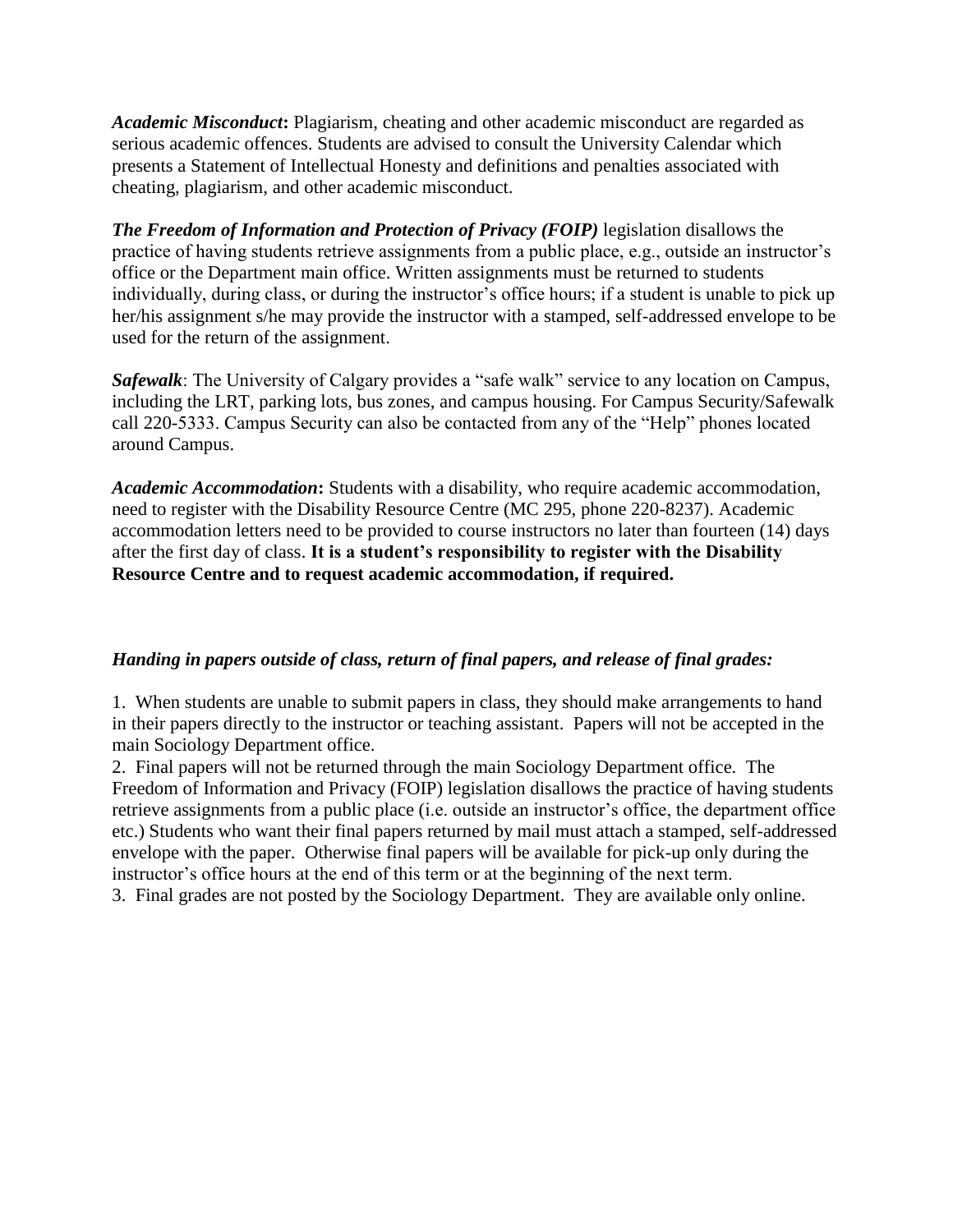***Academic Misconduct*****:** Plagiarism, cheating and other academic misconduct are regarded as serious academic offences. Students are advised to consult the University Calendar which presents a Statement of Intellectual Honesty and definitions and penalties associated with cheating, plagiarism, and other academic misconduct.

***The Freedom of Information and Protection of Privacy (FOIP)*** legislation disallows the practice of having students retrieve assignments from a public place, e.g., outside an instructor's office or the Department main office. Written assignments must be returned to students individually, during class, or during the instructor's office hours; if a student is unable to pick up her/his assignment s/he may provide the instructor with a stamped, self-addressed envelope to be used for the return of the assignment.

***Safewalk***: The University of Calgary provides a "safe walk" service to any location on Campus, including the LRT, parking lots, bus zones, and campus housing. For Campus Security/Safewalk call 220-5333. Campus Security can also be contacted from any of the "Help" phones located around Campus.

***Academic Accommodation*****:** Students with a disability, who require academic accommodation, need to register with the Disability Resource Centre (MC 295, phone 220-8237). Academic accommodation letters need to be provided to course instructors no later than fourteen (14) days after the first day of class. **It is a student's responsibility to register with the Disability Resource Centre and to request academic accommodation, if required.**

***Handing in papers outside of class, return of final papers, and release of final grades:***

1. When students are unable to submit papers in class, they should make arrangements to hand in their papers directly to the instructor or teaching assistant. Papers will not be accepted in the main Sociology Department office.
2. Final papers will not be returned through the main Sociology Department office. The Freedom of Information and Privacy (FOIP) legislation disallows the practice of having students retrieve assignments from a public place (i.e. outside an instructor's office, the department office etc.) Students who want their final papers returned by mail must attach a stamped, self-addressed envelope with the paper. Otherwise final papers will be available for pick-up only during the instructor's office hours at the end of this term or at the beginning of the next term.
3. Final grades are not posted by the Sociology Department. They are available only online.